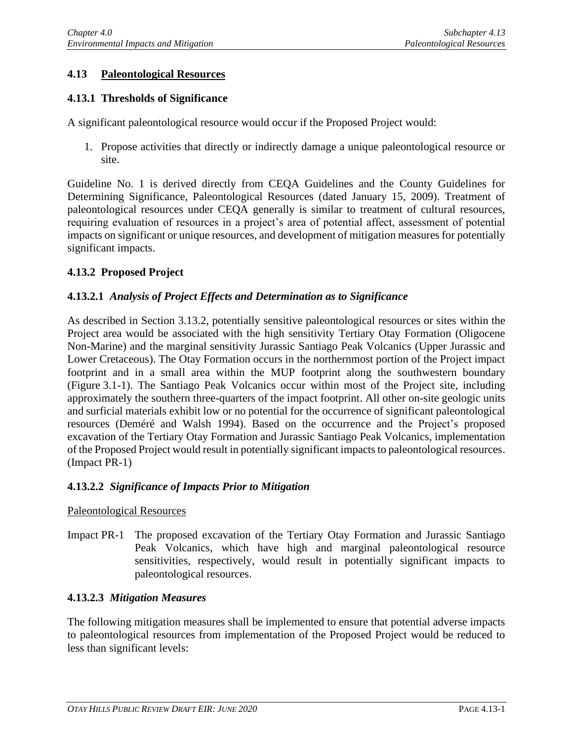## 4.13 Paleontological Resources

### 4.13.1 Thresholds of Significance

A significant paleontological resource would occur if the Proposed Project would:

1. Propose activities that directly or indirectly damage a unique paleontological resource or site.

Guideline No. 1 is derived directly from CEQA Guidelines and the County Guidelines for Determining Significance, Paleontological Resources (dated January 15, 2009). Treatment of paleontological resources under CEQA generally is similar to treatment of cultural resources, requiring evaluation of resources in a project's area of potential affect, assessment of potential impacts on significant or unique resources, and development of mitigation measures for potentially significant impacts.

### 4.13.2 Proposed Project

#### 4.13.2.1 *Analysis of Project Effects and Determination as to Significance*

As described in Section 3.13.2, potentially sensitive paleontological resources or sites within the Project area would be associated with the high sensitivity Tertiary Otay Formation (Oligocene Non-Marine) and the marginal sensitivity Jurassic Santiago Peak Volcanics (Upper Jurassic and Lower Cretaceous). The Otay Formation occurs in the northernmost portion of the Project impact footprint and in a small area within the MUP footprint along the southwestern boundary (Figure 3.1-1). The Santiago Peak Volcanics occur within most of the Project site, including approximately the southern three-quarters of the impact footprint. All other on-site geologic units and surficial materials exhibit low or no potential for the occurrence of significant paleontological resources (Deméré and Walsh 1994). Based on the occurrence and the Project's proposed excavation of the Tertiary Otay Formation and Jurassic Santiago Peak Volcanics, implementation of the Proposed Project would result in potentially significant impacts to paleontological resources. (Impact PR-1)

#### 4.13.2.2 *Significance of Impacts Prior to Mitigation*

Paleontological Resources

Impact PR-1 The proposed excavation of the Tertiary Otay Formation and Jurassic Santiago Peak Volcanics, which have high and marginal paleontological resource sensitivities, respectively, would result in potentially significant impacts to paleontological resources.

#### 4.13.2.3 *Mitigation Measures*

The following mitigation measures shall be implemented to ensure that potential adverse impacts to paleontological resources from implementation of the Proposed Project would be reduced to less than significant levels: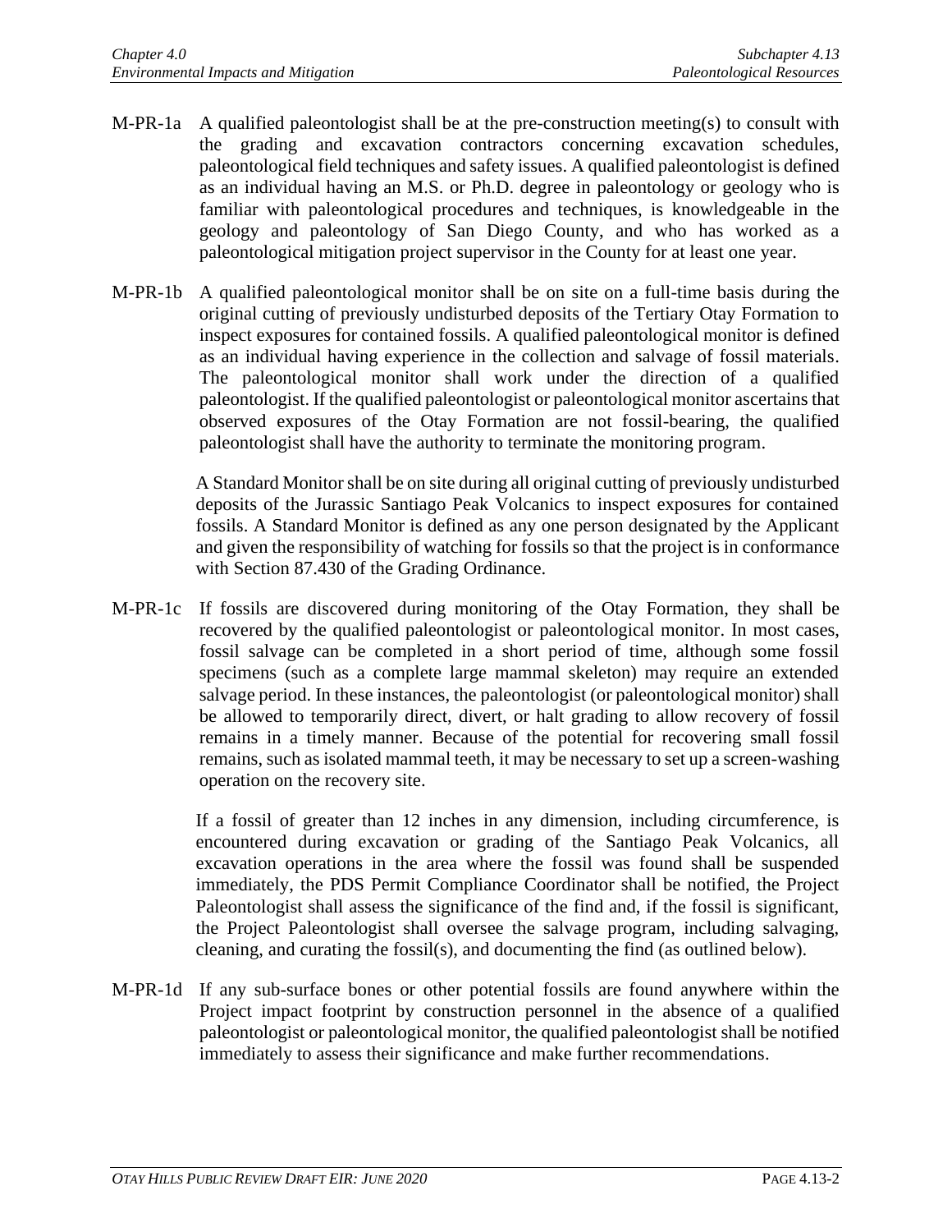M-PR-1a A qualified paleontologist shall be at the pre-construction meeting(s) to consult with the grading and excavation contractors concerning excavation schedules, paleontological field techniques and safety issues. A qualified paleontologist is defined as an individual having an M.S. or Ph.D. degree in paleontology or geology who is familiar with paleontological procedures and techniques, is knowledgeable in the geology and paleontology of San Diego County, and who has worked as a paleontological mitigation project supervisor in the County for at least one year.

M-PR-1b A qualified paleontological monitor shall be on site on a full-time basis during the original cutting of previously undisturbed deposits of the Tertiary Otay Formation to inspect exposures for contained fossils. A qualified paleontological monitor is defined as an individual having experience in the collection and salvage of fossil materials. The paleontological monitor shall work under the direction of a qualified paleontologist. If the qualified paleontologist or paleontological monitor ascertains that observed exposures of the Otay Formation are not fossil-bearing, the qualified paleontologist shall have the authority to terminate the monitoring program.

A Standard Monitor shall be on site during all original cutting of previously undisturbed deposits of the Jurassic Santiago Peak Volcanics to inspect exposures for contained fossils. A Standard Monitor is defined as any one person designated by the Applicant and given the responsibility of watching for fossils so that the project is in conformance with Section 87.430 of the Grading Ordinance.

M-PR-1c If fossils are discovered during monitoring of the Otay Formation, they shall be recovered by the qualified paleontologist or paleontological monitor. In most cases, fossil salvage can be completed in a short period of time, although some fossil specimens (such as a complete large mammal skeleton) may require an extended salvage period. In these instances, the paleontologist (or paleontological monitor) shall be allowed to temporarily direct, divert, or halt grading to allow recovery of fossil remains in a timely manner. Because of the potential for recovering small fossil remains, such as isolated mammal teeth, it may be necessary to set up a screen-washing operation on the recovery site.

If a fossil of greater than 12 inches in any dimension, including circumference, is encountered during excavation or grading of the Santiago Peak Volcanics, all excavation operations in the area where the fossil was found shall be suspended immediately, the PDS Permit Compliance Coordinator shall be notified, the Project Paleontologist shall assess the significance of the find and, if the fossil is significant, the Project Paleontologist shall oversee the salvage program, including salvaging, cleaning, and curating the fossil(s), and documenting the find (as outlined below).

M-PR-1d If any sub-surface bones or other potential fossils are found anywhere within the Project impact footprint by construction personnel in the absence of a qualified paleontologist or paleontological monitor, the qualified paleontologist shall be notified immediately to assess their significance and make further recommendations.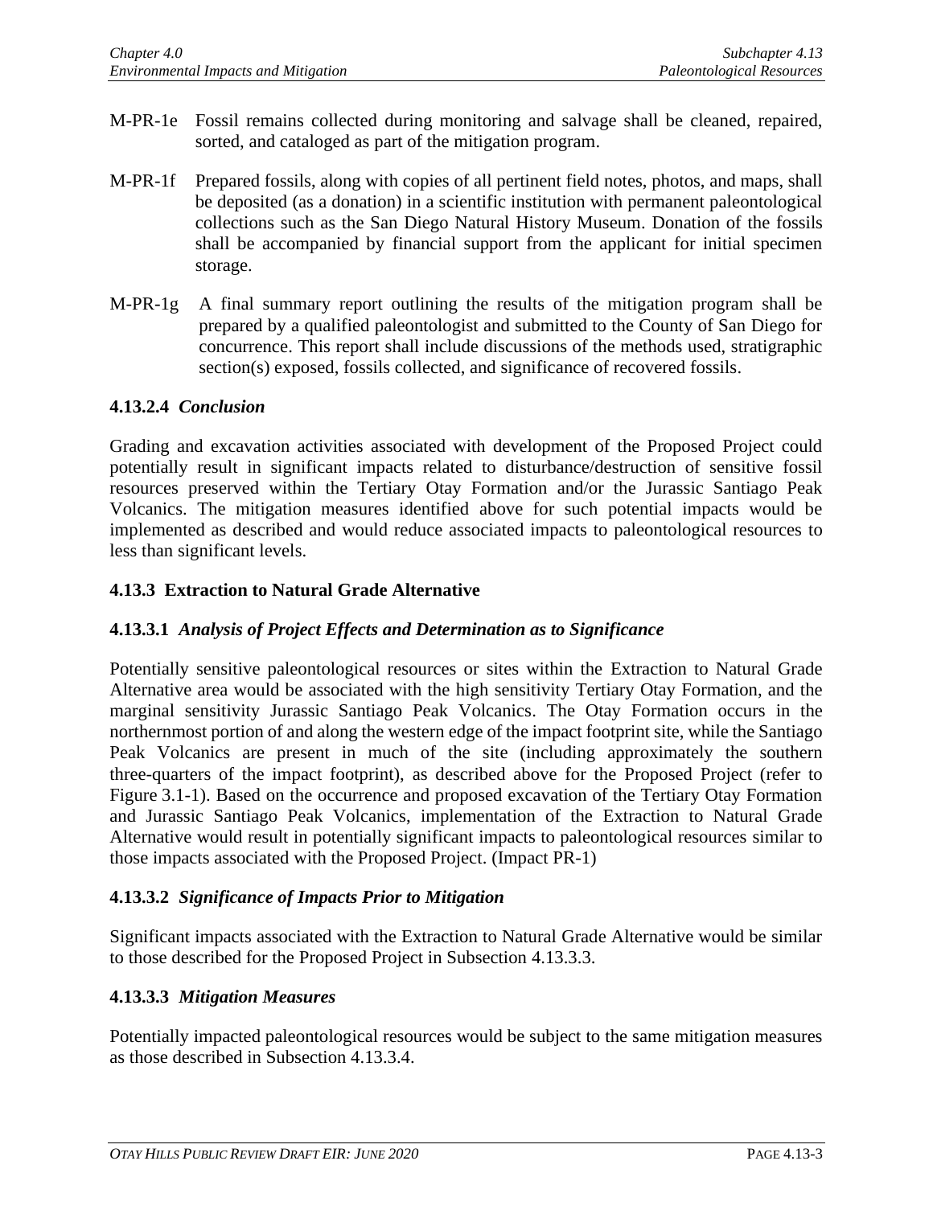M-PR-1e Fossil remains collected during monitoring and salvage shall be cleaned, repaired, sorted, and cataloged as part of the mitigation program.

M-PR-1f Prepared fossils, along with copies of all pertinent field notes, photos, and maps, shall be deposited (as a donation) in a scientific institution with permanent paleontological collections such as the San Diego Natural History Museum. Donation of the fossils shall be accompanied by financial support from the applicant for initial specimen storage.

M-PR-1g A final summary report outlining the results of the mitigation program shall be prepared by a qualified paleontologist and submitted to the County of San Diego for concurrence. This report shall include discussions of the methods used, stratigraphic section(s) exposed, fossils collected, and significance of recovered fossils.

### 4.13.2.4 *Conclusion*

Grading and excavation activities associated with development of the Proposed Project could potentially result in significant impacts related to disturbance/destruction of sensitive fossil resources preserved within the Tertiary Otay Formation and/or the Jurassic Santiago Peak Volcanics. The mitigation measures identified above for such potential impacts would be implemented as described and would reduce associated impacts to paleontological resources to less than significant levels.

## 4.13.3 Extraction to Natural Grade Alternative

### 4.13.3.1 *Analysis of Project Effects and Determination as to Significance*

Potentially sensitive paleontological resources or sites within the Extraction to Natural Grade Alternative area would be associated with the high sensitivity Tertiary Otay Formation, and the marginal sensitivity Jurassic Santiago Peak Volcanics. The Otay Formation occurs in the northernmost portion of and along the western edge of the impact footprint site, while the Santiago Peak Volcanics are present in much of the site (including approximately the southern three-quarters of the impact footprint), as described above for the Proposed Project (refer to Figure 3.1-1). Based on the occurrence and proposed excavation of the Tertiary Otay Formation and Jurassic Santiago Peak Volcanics, implementation of the Extraction to Natural Grade Alternative would result in potentially significant impacts to paleontological resources similar to those impacts associated with the Proposed Project. (Impact PR-1)

### 4.13.3.2 *Significance of Impacts Prior to Mitigation*

Significant impacts associated with the Extraction to Natural Grade Alternative would be similar to those described for the Proposed Project in Subsection 4.13.3.3.

### 4.13.3.3 *Mitigation Measures*

Potentially impacted paleontological resources would be subject to the same mitigation measures as those described in Subsection 4.13.3.4.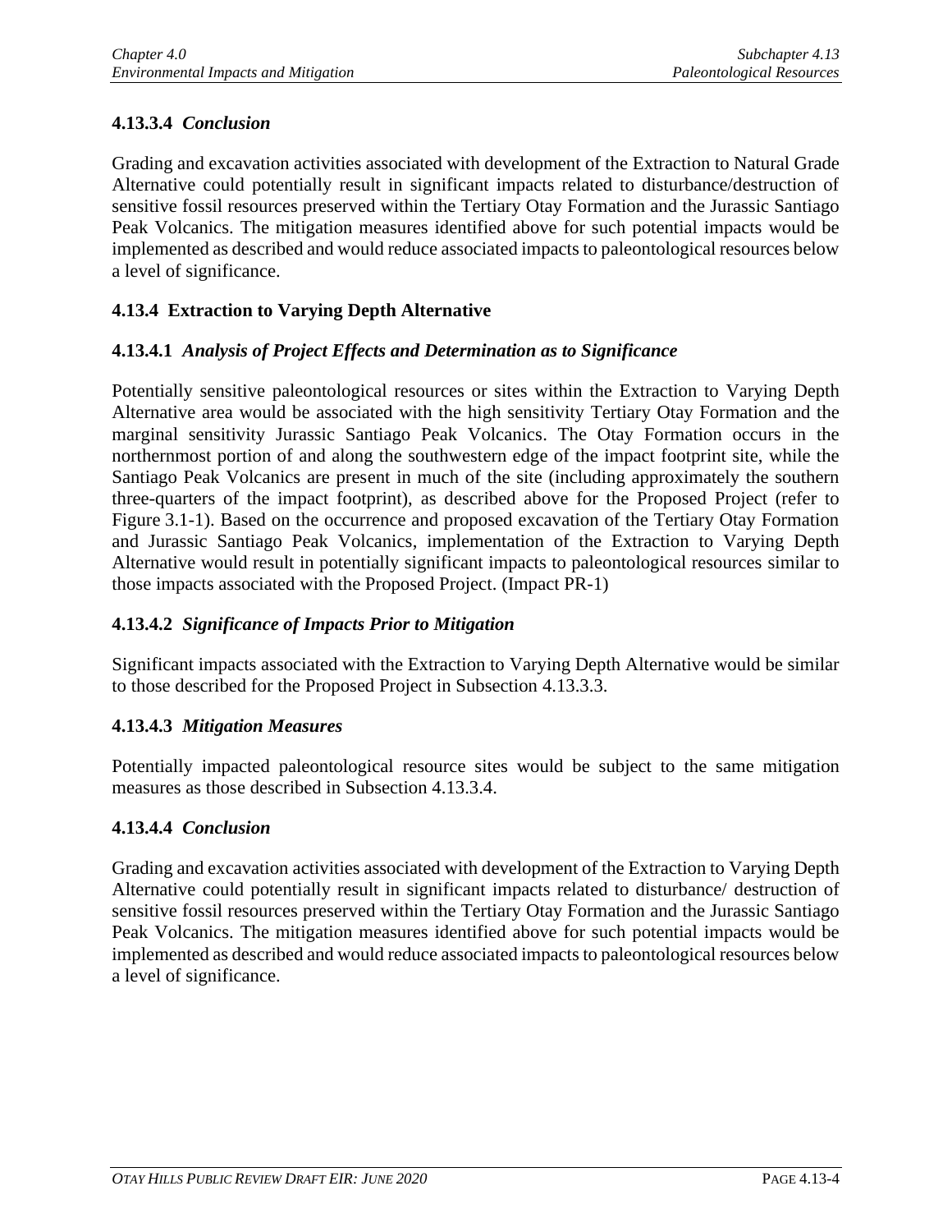#### 4.13.3.4 *Conclusion*

Grading and excavation activities associated with development of the Extraction to Natural Grade Alternative could potentially result in significant impacts related to disturbance/destruction of sensitive fossil resources preserved within the Tertiary Otay Formation and the Jurassic Santiago Peak Volcanics. The mitigation measures identified above for such potential impacts would be implemented as described and would reduce associated impacts to paleontological resources below a level of significance.

### 4.13.4 Extraction to Varying Depth Alternative

#### 4.13.4.1 *Analysis of Project Effects and Determination as to Significance*

Potentially sensitive paleontological resources or sites within the Extraction to Varying Depth Alternative area would be associated with the high sensitivity Tertiary Otay Formation and the marginal sensitivity Jurassic Santiago Peak Volcanics. The Otay Formation occurs in the northernmost portion of and along the southwestern edge of the impact footprint site, while the Santiago Peak Volcanics are present in much of the site (including approximately the southern three-quarters of the impact footprint), as described above for the Proposed Project (refer to Figure 3.1-1). Based on the occurrence and proposed excavation of the Tertiary Otay Formation and Jurassic Santiago Peak Volcanics, implementation of the Extraction to Varying Depth Alternative would result in potentially significant impacts to paleontological resources similar to those impacts associated with the Proposed Project. (Impact PR-1)

#### 4.13.4.2 *Significance of Impacts Prior to Mitigation*

Significant impacts associated with the Extraction to Varying Depth Alternative would be similar to those described for the Proposed Project in Subsection 4.13.3.3.

#### 4.13.4.3 *Mitigation Measures*

Potentially impacted paleontological resource sites would be subject to the same mitigation measures as those described in Subsection 4.13.3.4.

#### 4.13.4.4 *Conclusion*

Grading and excavation activities associated with development of the Extraction to Varying Depth Alternative could potentially result in significant impacts related to disturbance/ destruction of sensitive fossil resources preserved within the Tertiary Otay Formation and the Jurassic Santiago Peak Volcanics. The mitigation measures identified above for such potential impacts would be implemented as described and would reduce associated impacts to paleontological resources below a level of significance.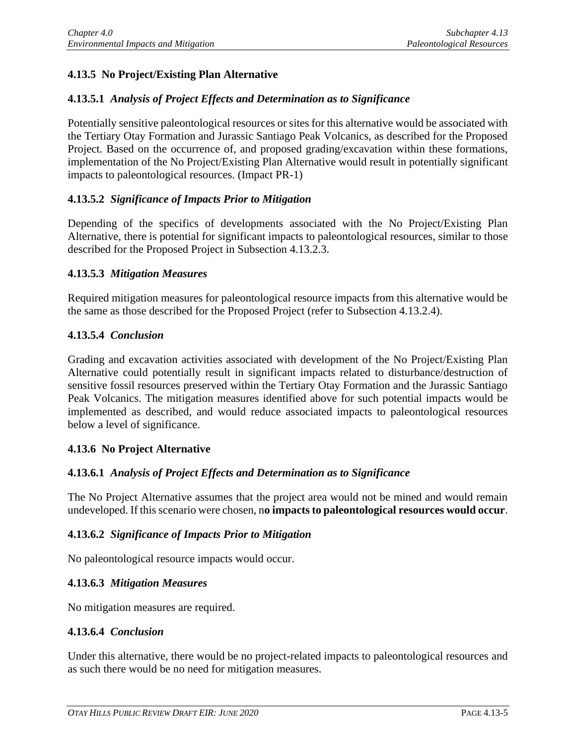### 4.13.5 No Project/Existing Plan Alternative

#### 4.13.5.1 *Analysis of Project Effects and Determination as to Significance*

Potentially sensitive paleontological resources or sites for this alternative would be associated with the Tertiary Otay Formation and Jurassic Santiago Peak Volcanics, as described for the Proposed Project. Based on the occurrence of, and proposed grading/excavation within these formations, implementation of the No Project/Existing Plan Alternative would result in potentially significant impacts to paleontological resources. (Impact PR-1)

#### 4.13.5.2 *Significance of Impacts Prior to Mitigation*

Depending of the specifics of developments associated with the No Project/Existing Plan Alternative, there is potential for significant impacts to paleontological resources, similar to those described for the Proposed Project in Subsection 4.13.2.3.

#### 4.13.5.3 *Mitigation Measures*

Required mitigation measures for paleontological resource impacts from this alternative would be the same as those described for the Proposed Project (refer to Subsection 4.13.2.4).

#### 4.13.5.4 *Conclusion*

Grading and excavation activities associated with development of the No Project/Existing Plan Alternative could potentially result in significant impacts related to disturbance/destruction of sensitive fossil resources preserved within the Tertiary Otay Formation and the Jurassic Santiago Peak Volcanics. The mitigation measures identified above for such potential impacts would be implemented as described, and would reduce associated impacts to paleontological resources below a level of significance.

### 4.13.6 No Project Alternative

#### 4.13.6.1 *Analysis of Project Effects and Determination as to Significance*

The No Project Alternative assumes that the project area would not be mined and would remain undeveloped. If this scenario were chosen, n**o impacts to paleontological resources would occur**.

#### 4.13.6.2 *Significance of Impacts Prior to Mitigation*

No paleontological resource impacts would occur.

#### 4.13.6.3 *Mitigation Measures*

No mitigation measures are required.

#### 4.13.6.4 *Conclusion*

Under this alternative, there would be no project-related impacts to paleontological resources and as such there would be no need for mitigation measures.